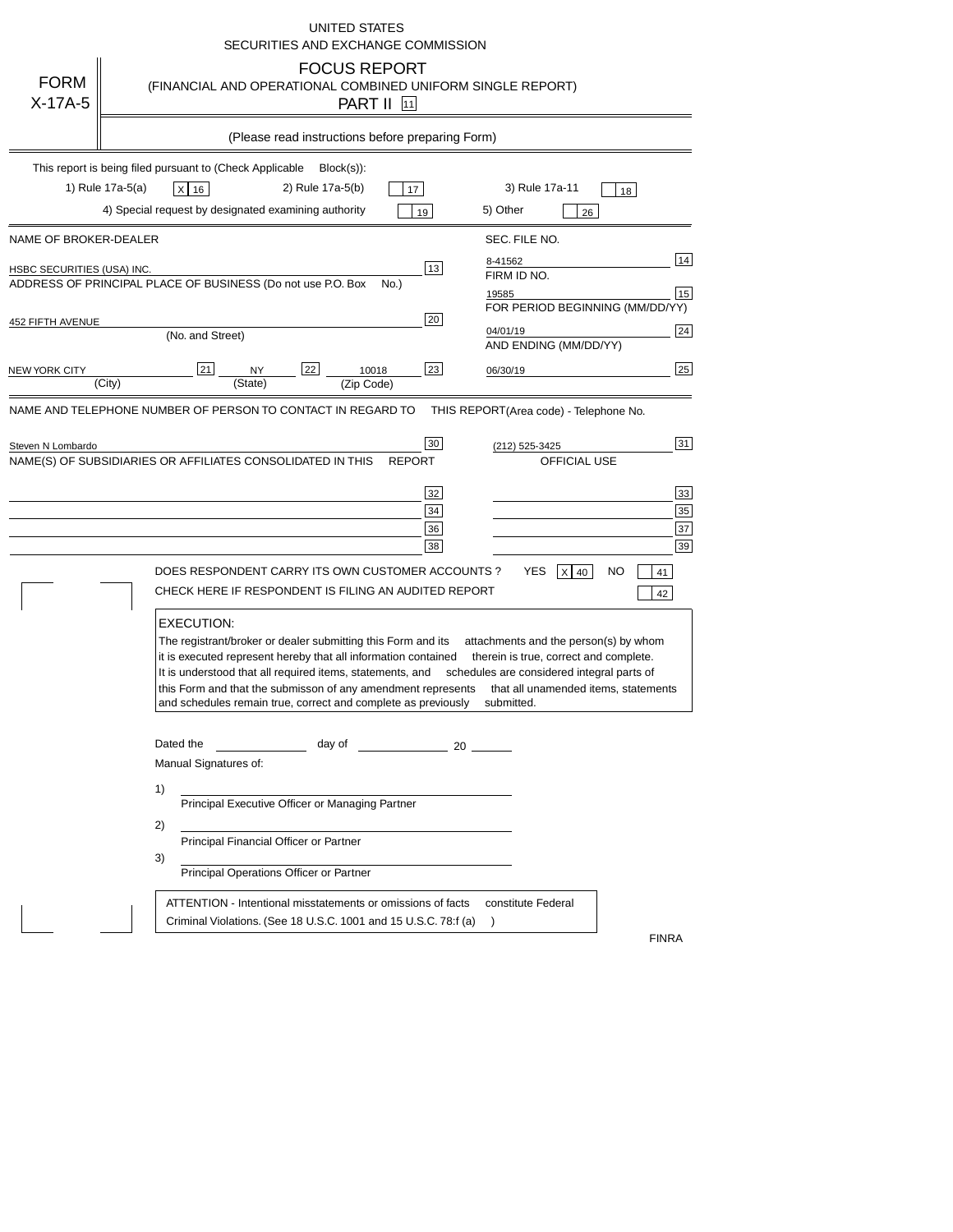UNITED STATES
SECURITIES AND EXCHANGE COMMISSION

# FORM X-17A-5

## FOCUS REPORT
(FINANCIAL AND OPERATIONAL COMBINED UNIFORM SINGLE REPORT)
PART II [11]

(Please read instructions before preparing Form)

This report is being filed pursuant to (Check Applicable Block(s)):

1) Rule 17a-5(a) [X] [16]   2) Rule 17a-5(b) [ ] [17]   3) Rule 17a-11 [ ] [18]
4) Special request by designated examining authority [ ] [19]   5) Other [ ] [26]

NAME OF BROKER-DEALER

HSBC SECURITIES (USA) INC. [13]

SEC. FILE NO.

8-41562 [14]

FIRM ID NO.

19585 [15]

ADDRESS OF PRINCIPAL PLACE OF BUSINESS (Do not use P.O. Box No.)

452 FIFTH AVENUE [20]
(No. and Street)

FOR PERIOD BEGINNING (MM/DD/YY)

04/01/19 [24]

AND ENDING (MM/DD/YY)

06/30/19 [25]

NEW YORK CITY [21] NY [22] 10018 [23]
(City) (State) (Zip Code)

NAME AND TELEPHONE NUMBER OF PERSON TO CONTACT IN REGARD TO THIS REPORT (Area code) - Telephone No.

Steven N Lombardo [30] (212) 525-3425 [31]

NAME(S) OF SUBSIDIARIES OR AFFILIATES CONSOLIDATED IN THIS REPORT | OFFICIAL USE

| | |
|---|---|
| [32] | [33] |
| [34] | [35] |
| [36] | [37] |
| [38] | [39] |

DOES RESPONDENT CARRY ITS OWN CUSTOMER ACCOUNTS ? YES [X] [40] NO [ ] [41]

CHECK HERE IF RESPONDENT IS FILING AN AUDITED REPORT [ ] [42]

EXECUTION:

The registrant/broker or dealer submitting this Form and its attachments and the person(s) by whom it is executed represent hereby that all information contained therein is true, correct and complete. It is understood that all required items, statements, and schedules are considered integral parts of this Form and that the submisson of any amendment represents that all unamended items, statements and schedules remain true, correct and complete as previously submitted.

Dated the ____________ day of ____________ 20 ______

Manual Signatures of:

1) ______________________________
Principal Executive Officer or Managing Partner

2) ______________________________
Principal Financial Officer or Partner

3) ______________________________
Principal Operations Officer or Partner

ATTENTION - Intentional misstatements or omissions of facts constitute Federal Criminal Violations. (See 18 U.S.C. 1001 and 15 U.S.C. 78:f (a) )

FINRA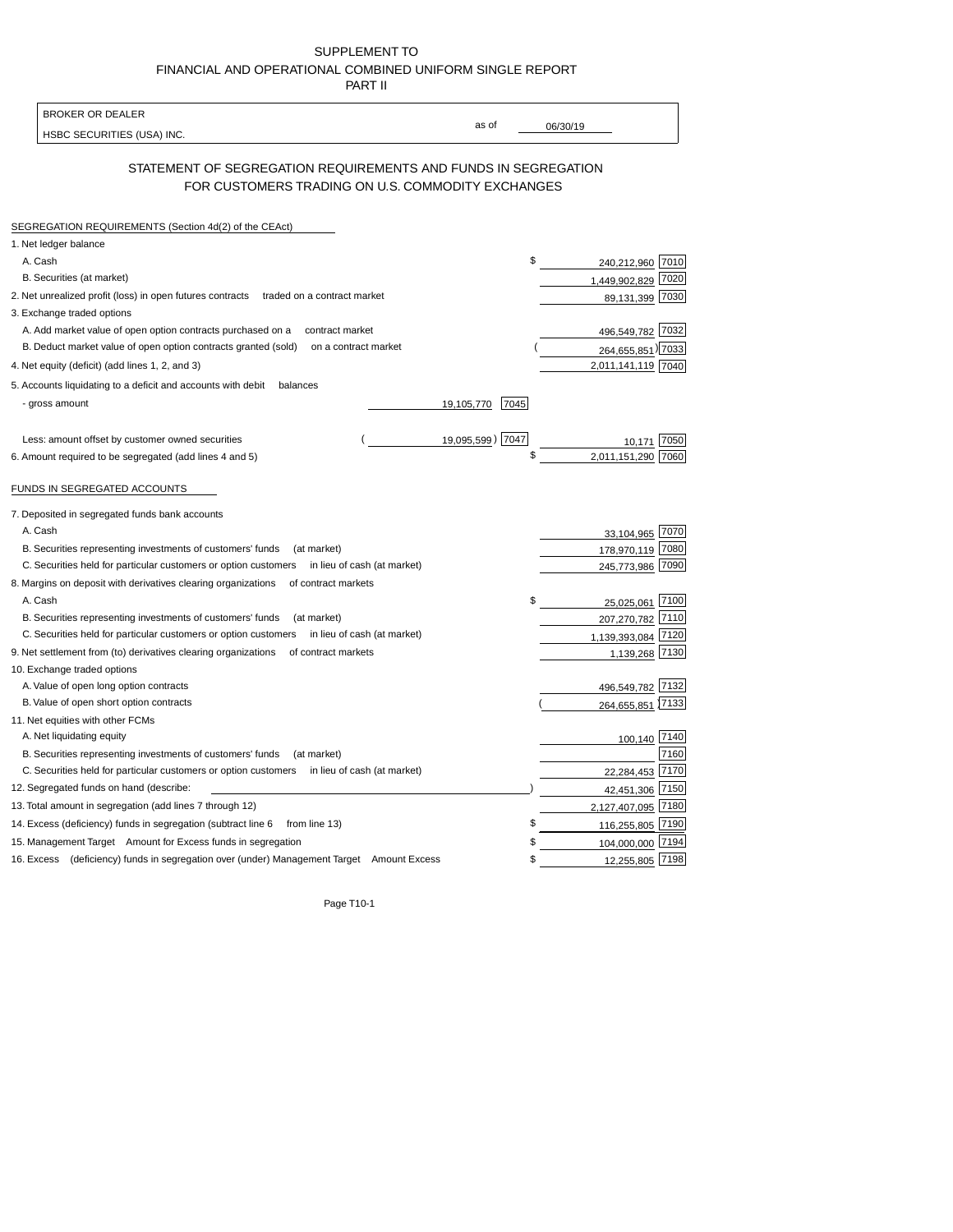SUPPLEMENT TO
FINANCIAL AND OPERATIONAL COMBINED UNIFORM SINGLE REPORT
PART II

| BROKER OR DEALER | | |
|---|---|---|
| HSBC SECURITIES (USA) INC. | as of | 06/30/19 |

## STATEMENT OF SEGREGATION REQUIREMENTS AND FUNDS IN SEGREGATION FOR CUSTOMERS TRADING ON U.S. COMMODITY EXCHANGES

### SEGREGATION REQUIREMENTS (Section 4d(2) of the CEAct)

| Item | | | Amount | Code |
|---|---|---|---|---|
| 1. Net ledger balance | | | | |
| A. Cash | | | $ 240,212,960 | 7010 |
| B. Securities (at market) | | | 1,449,902,829 | 7020 |
| 2. Net unrealized profit (loss) in open futures contracts traded on a contract market | | | 89,131,399 | 7030 |
| 3. Exchange traded options | | | | |
| A. Add market value of open option contracts purchased on a contract market | | | 496,549,782 | 7032 |
| B. Deduct market value of open option contracts granted (sold) on a contract market | | | (264,655,851) | 7033 |
| 4. Net equity (deficit) (add lines 1, 2, and 3) | | | 2,011,141,119 | 7040 |
| 5. Accounts liquidating to a deficit and accounts with debit balances | | | | |
| - gross amount | 19,105,770 | 7045 | | |
| Less: amount offset by customer owned securities | (19,095,599) | 7047 | 10,171 | 7050 |
| 6. Amount required to be segregated (add lines 4 and 5) | | | $ 2,011,151,290 | 7060 |

### FUNDS IN SEGREGATED ACCOUNTS

| Item | Amount | Code |
|---|---|---|
| 7. Deposited in segregated funds bank accounts | | |
| A. Cash | 33,104,965 | 7070 |
| B. Securities representing investments of customers' funds (at market) | 178,970,119 | 7080 |
| C. Securities held for particular customers or option customers in lieu of cash (at market) | 245,773,986 | 7090 |
| 8. Margins on deposit with derivatives clearing organizations of contract markets | | |
| A. Cash | $ 25,025,061 | 7100 |
| B. Securities representing investments of customers' funds (at market) | 207,270,782 | 7110 |
| C. Securities held for particular customers or option customers in lieu of cash (at market) | 1,139,393,084 | 7120 |
| 9. Net settlement from (to) derivatives clearing organizations of contract markets | 1,139,268 | 7130 |
| 10. Exchange traded options | | |
| A. Value of open long option contracts | 496,549,782 | 7132 |
| B. Value of open short option contracts | (264,655,851) | 7133 |
| 11. Net equities with other FCMs | | |
| A. Net liquidating equity | 100,140 | 7140 |
| B. Securities representing investments of customers' funds (at market) | | 7160 |
| C. Securities held for particular customers or option customers in lieu of cash (at market) | 22,284,453 | 7170 |
| 12. Segregated funds on hand (describe: ) | 42,451,306 | 7150 |
| 13. Total amount in segregation (add lines 7 through 12) | 2,127,407,095 | 7180 |
| 14. Excess (deficiency) funds in segregation (subtract line 6 from line 13) | $ 116,255,805 | 7190 |
| 15. Management Target Amount for Excess funds in segregation | $ 104,000,000 | 7194 |
| 16. Excess (deficiency) funds in segregation over (under) Management Target Amount Excess | $ 12,255,805 | 7198 |

Page T10-1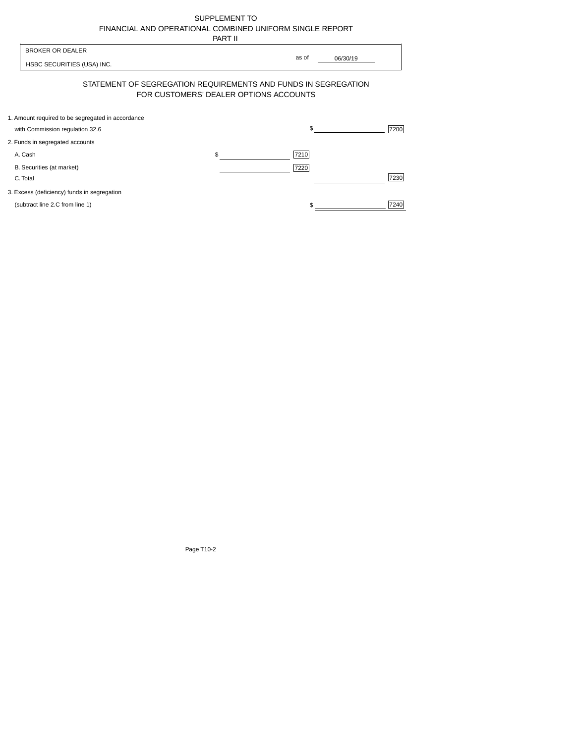SUPPLEMENT TO
FINANCIAL AND OPERATIONAL COMBINED UNIFORM SINGLE REPORT
PART II

| BROKER OR DEALER | |
|---|---|
| HSBC SECURITIES (USA) INC. | as of 06/30/19 |

## STATEMENT OF SEGREGATION REQUIREMENTS AND FUNDS IN SEGREGATION FOR CUSTOMERS' DEALER OPTIONS ACCOUNTS

| | | | | |
|---|---|---|---|---|
| 1. Amount required to be segregated in accordance with Commission regulation 32.6 | | | $ | 7200 |
| 2. Funds in segregated accounts | | | | |
| A. Cash | $ | 7210 | | |
| B. Securities (at market) | | 7220 | | |
| C. Total | | | | 7230 |
| 3. Excess (deficiency) funds in segregation (subtract line 2.C from line 1) | | | $ | 7240 |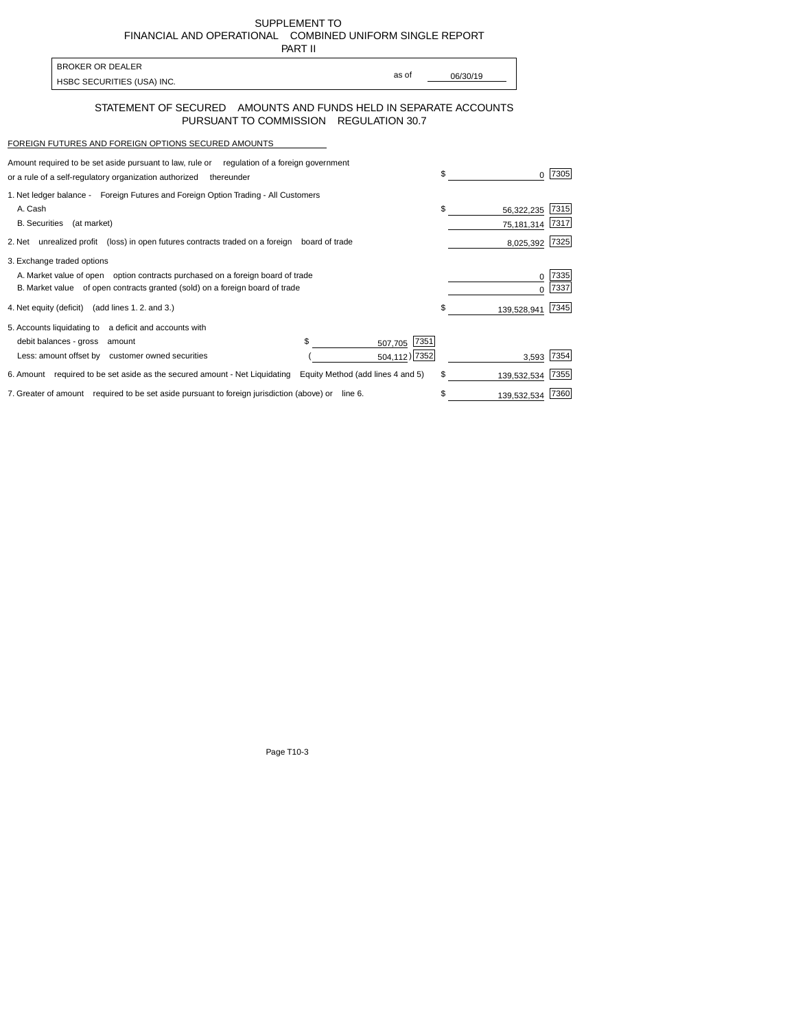SUPPLEMENT TO
FINANCIAL AND OPERATIONAL COMBINED UNIFORM SINGLE REPORT
PART II

| BROKER OR DEALER | | |
|---|---|---|
| HSBC SECURITIES (USA) INC. | as of | 06/30/19 |

## STATEMENT OF SECURED AMOUNTS AND FUNDS HELD IN SEPARATE ACCOUNTS PURSUANT TO COMMISSION REGULATION 30.7

FOREIGN FUTURES AND FOREIGN OPTIONS SECURED AMOUNTS

| Description | | | | Amount | Code |
|---|---|---|---|---|---|
| Amount required to be set aside pursuant to law, rule or regulation of a foreign government or a rule of a self-regulatory organization authorized thereunder | | | $ | 0 | 7305 |
| 1. Net ledger balance - Foreign Futures and Foreign Option Trading - All Customers | | | | | |
| A. Cash | | | $ | 56,322,235 | 7315 |
| B. Securities (at market) | | | | 75,181,314 | 7317 |
| 2. Net unrealized profit (loss) in open futures contracts traded on a foreign board of trade | | | | 8,025,392 | 7325 |
| 3. Exchange traded options | | | | | |
| A. Market value of open option contracts purchased on a foreign board of trade | | | | 0 | 7335 |
| B. Market value of open contracts granted (sold) on a foreign board of trade | | | | 0 | 7337 |
| 4. Net equity (deficit) (add lines 1. 2. and 3.) | | | $ | 139,528,941 | 7345 |
| 5. Accounts liquidating to a deficit and accounts with | | | | | |
| debit balances - gross amount | $ 507,705 | 7351 | | | |
| Less: amount offset by customer owned securities | ( 504,112 ) | 7352 | | 3,593 | 7354 |
| 6. Amount required to be set aside as the secured amount - Net Liquidating Equity Method (add lines 4 and 5) | | | $ | 139,532,534 | 7355 |
| 7. Greater of amount required to be set aside pursuant to foreign jurisdiction (above) or line 6. | | | $ | 139,532,534 | 7360 |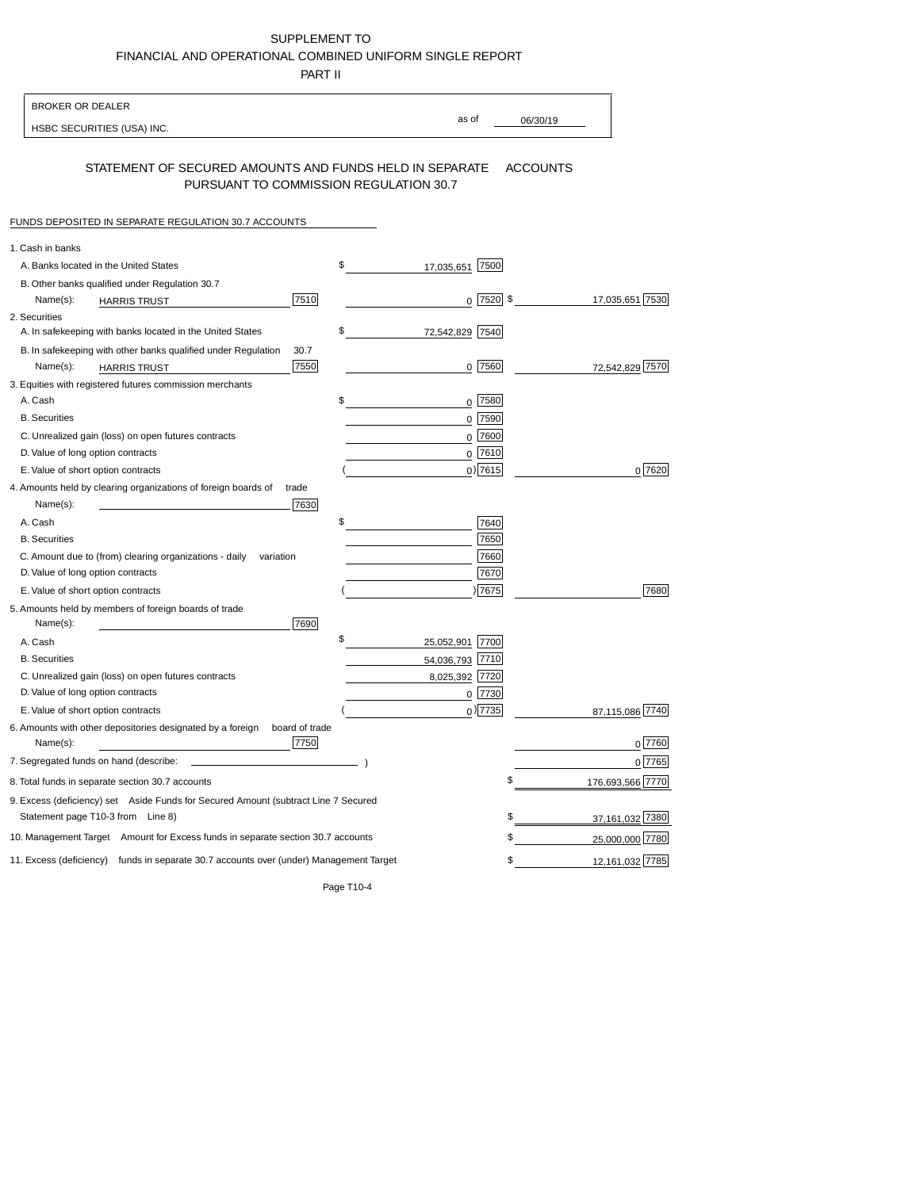SUPPLEMENT TO
FINANCIAL AND OPERATIONAL COMBINED UNIFORM SINGLE REPORT
PART II

BROKER OR DEALER
HSBC SECURITIES (USA) INC. as of 06/30/19

## STATEMENT OF SECURED AMOUNTS AND FUNDS HELD IN SEPARATE ACCOUNTS PURSUANT TO COMMISSION REGULATION 30.7

FUNDS DEPOSITED IN SEPARATE REGULATION 30.7 ACCOUNTS

| Item | | | |
|---|---|---|---|
| 1. Cash in banks | | | |
| A. Banks located in the United States | | $ 17,035,651 [7500] | |
| B. Other banks qualified under Regulation 30.7 | | | |
| Name(s): HARRIS TRUST | [7510] | 0 [7520] | $ 17,035,651 [7530] |
| 2. Securities | | | |
| A. In safekeeping with banks located in the United States | | $ 72,542,829 [7540] | |
| B. In safekeeping with other banks qualified under Regulation 30.7 | | | |
| Name(s): HARRIS TRUST | [7550] | 0 [7560] | 72,542,829 [7570] |
| 3. Equities with registered futures commission merchants | | | |
| A. Cash | | $ 0 [7580] | |
| B. Securities | | 0 [7590] | |
| C. Unrealized gain (loss) on open futures contracts | | 0 [7600] | |
| D. Value of long option contracts | | 0 [7610] | |
| E. Value of short option contracts | | ( 0 ) [7615] | 0 [7620] |
| 4. Amounts held by clearing organizations of foreign boards of trade | | | |
| Name(s): | [7630] | | |
| A. Cash | | $ [7640] | |
| B. Securities | | [7650] | |
| C. Amount due to (from) clearing organizations - daily variation | | [7660] | |
| D. Value of long option contracts | | [7670] | |
| E. Value of short option contracts | | ( ) [7675] | [7680] |
| 5. Amounts held by members of foreign boards of trade | | | |
| Name(s): | [7690] | | |
| A. Cash | | $ 25,052,901 [7700] | |
| B. Securities | | 54,036,793 [7710] | |
| C. Unrealized gain (loss) on open futures contracts | | 8,025,392 [7720] | |
| D. Value of long option contracts | | 0 [7730] | |
| E. Value of short option contracts | | ( 0 ) [7735] | 87,115,086 [7740] |
| 6. Amounts with other depositories designated by a foreign board of trade | | | |
| Name(s): | [7750] | | 0 [7760] |
| 7. Segregated funds on hand (describe: ) | | | 0 [7765] |
| 8. Total funds in separate section 30.7 accounts | | | $ 176,693,566 [7770] |
| 9. Excess (deficiency) set Aside Funds for Secured Amount (subtract Line 7 Secured Statement page T10-3 from Line 8) | | | $ 37,161,032 [7380] |
| 10. Management Target Amount for Excess funds in separate section 30.7 accounts | | | $ 25,000,000 [7780] |
| 11. Excess (deficiency) funds in separate 30.7 accounts over (under) Management Target | | | $ 12,161,032 [7785] |

Page T10-4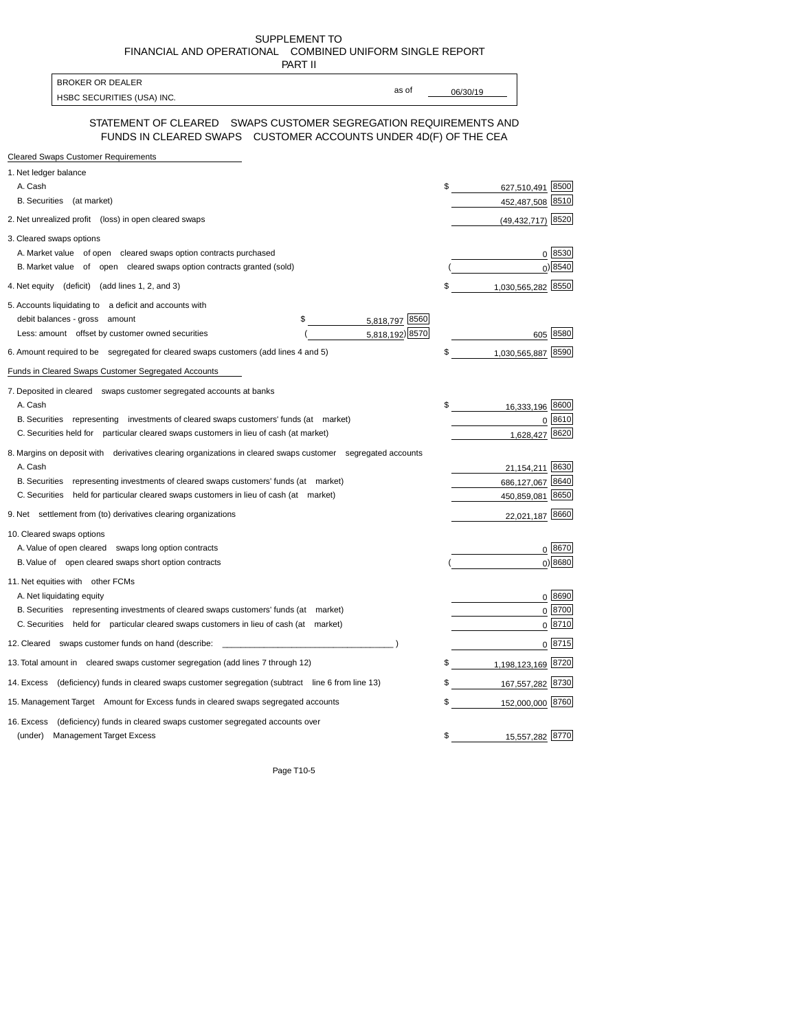SUPPLEMENT TO
FINANCIAL AND OPERATIONAL COMBINED UNIFORM SINGLE REPORT
PART II

BROKER OR DEALER
HSBC SECURITIES (USA) INC.

as of 06/30/19

## STATEMENT OF CLEARED SWAPS CUSTOMER SEGREGATION REQUIREMENTS AND FUNDS IN CLEARED SWAPS CUSTOMER ACCOUNTS UNDER 4D(F) OF THE CEA

**Cleared Swaps Customer Requirements**

| | | | | |
|---|---|---|---|---|
| 1. Net ledger balance | | | | |
| A. Cash | | | $ 627,510,491 | 8500 |
| B. Securities (at market) | | | 452,487,508 | 8510 |
| 2. Net unrealized profit (loss) in open cleared swaps | | | (49,432,717) | 8520 |
| 3. Cleared swaps options | | | | |
| A. Market value of open cleared swaps option contracts purchased | | | 0 | 8530 |
| B. Market value of open cleared swaps option contracts granted (sold) | | | ( 0) | 8540 |
| 4. Net equity (deficit) (add lines 1, 2, and 3) | | | $ 1,030,565,282 | 8550 |
| 5. Accounts liquidating to a deficit and accounts with | | | | |
| debit balances - gross amount | $ 5,818,797 | 8560 | | |
| Less: amount offset by customer owned securities | ( 5,818,192) | 8570 | 605 | 8580 |
| 6. Amount required to be segregated for cleared swaps customers (add lines 4 and 5) | | | $ 1,030,565,887 | 8590 |

**Funds in Cleared Swaps Customer Segregated Accounts**

| | | |
|---|---|---|
| 7. Deposited in cleared swaps customer segregated accounts at banks | | |
| A. Cash | $ 16,333,196 | 8600 |
| B. Securities representing investments of cleared swaps customers' funds (at market) | 0 | 8610 |
| C. Securities held for particular cleared swaps customers in lieu of cash (at market) | 1,628,427 | 8620 |
| 8. Margins on deposit with derivatives clearing organizations in cleared swaps customer segregated accounts | | |
| A. Cash | 21,154,211 | 8630 |
| B. Securities representing investments of cleared swaps customers' funds (at market) | 686,127,067 | 8640 |
| C. Securities held for particular cleared swaps customers in lieu of cash (at market) | 450,859,081 | 8650 |
| 9. Net settlement from (to) derivatives clearing organizations | 22,021,187 | 8660 |
| 10. Cleared swaps options | | |
| A. Value of open cleared swaps long option contracts | 0 | 8670 |
| B. Value of open cleared swaps short option contracts | ( 0) | 8680 |
| 11. Net equities with other FCMs | | |
| A. Net liquidating equity | 0 | 8690 |
| B. Securities representing investments of cleared swaps customers' funds (at market) | 0 | 8700 |
| C. Securities held for particular cleared swaps customers in lieu of cash (at market) | 0 | 8710 |
| 12. Cleared swaps customer funds on hand (describe: ____________________ ) | 0 | 8715 |
| 13. Total amount in cleared swaps customer segregation (add lines 7 through 12) | $ 1,198,123,169 | 8720 |
| 14. Excess (deficiency) funds in cleared swaps customer segregation (subtract line 6 from line 13) | $ 167,557,282 | 8730 |
| 15. Management Target Amount for Excess funds in cleared swaps segregated accounts | $ 152,000,000 | 8760 |
| 16. Excess (deficiency) funds in cleared swaps customer segregated accounts over (under) Management Target Excess | $ 15,557,282 | 8770 |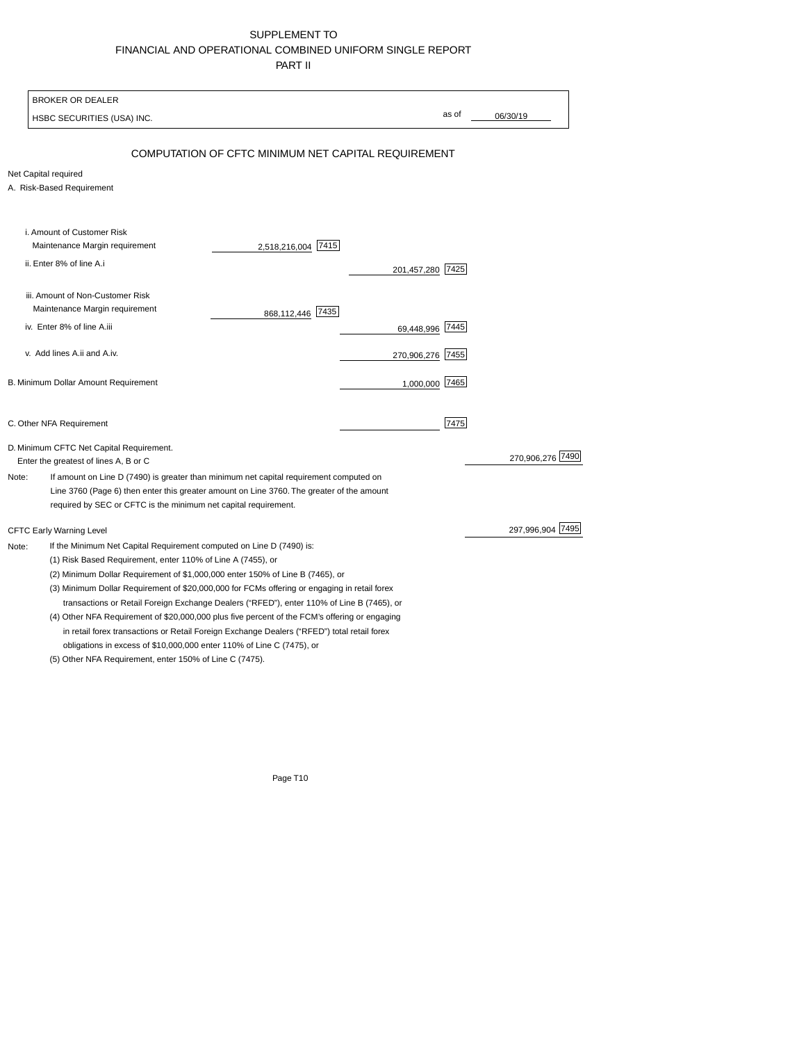SUPPLEMENT TO
FINANCIAL AND OPERATIONAL COMBINED UNIFORM SINGLE REPORT
PART II

| | |
|---|---|
| BROKER OR DEALER | |
| HSBC SECURITIES (USA) INC. | as of 06/30/19 |

## COMPUTATION OF CFTC MINIMUM NET CAPITAL REQUIREMENT

Net Capital required

A. Risk-Based Requirement

| | | | |
|---|---|---|---|
| i. Amount of Customer Risk Maintenance Margin requirement | 2,518,216,004 [7415] | | |
| ii. Enter 8% of line A.i | | 201,457,280 [7425] | |
| iii. Amount of Non-Customer Risk Maintenance Margin requirement | 868,112,446 [7435] | | |
| iv. Enter 8% of line A.iii | | 69,448,996 [7445] | |
| v. Add lines A.ii and A.iv. | | 270,906,276 [7455] | |
| B. Minimum Dollar Amount Requirement | | 1,000,000 [7465] | |
| C. Other NFA Requirement | | [7475] | |
| D. Minimum CFTC Net Capital Requirement. Enter the greatest of lines A, B or C | | | 270,906,276 [7490] |

Note: If amount on Line D (7490) is greater than minimum net capital requirement computed on Line 3760 (Page 6) then enter this greater amount on Line 3760. The greater of the amount required by SEC or CFTC is the minimum net capital requirement.

CFTC Early Warning Level 297,996,904 [7495]

Note: If the Minimum Net Capital Requirement computed on Line D (7490) is:

(1) Risk Based Requirement, enter 110% of Line A (7455), or

(2) Minimum Dollar Requirement of $1,000,000 enter 150% of Line B (7465), or

(3) Minimum Dollar Requirement of $20,000,000 for FCMs offering or engaging in retail forex transactions or Retail Foreign Exchange Dealers (“RFED”), enter 110% of Line B (7465), or

(4) Other NFA Requirement of $20,000,000 plus five percent of the FCM’s offering or engaging in retail forex transactions or Retail Foreign Exchange Dealers (“RFED”) total retail forex obligations in excess of $10,000,000 enter 110% of Line C (7475), or

(5) Other NFA Requirement, enter 150% of Line C (7475).